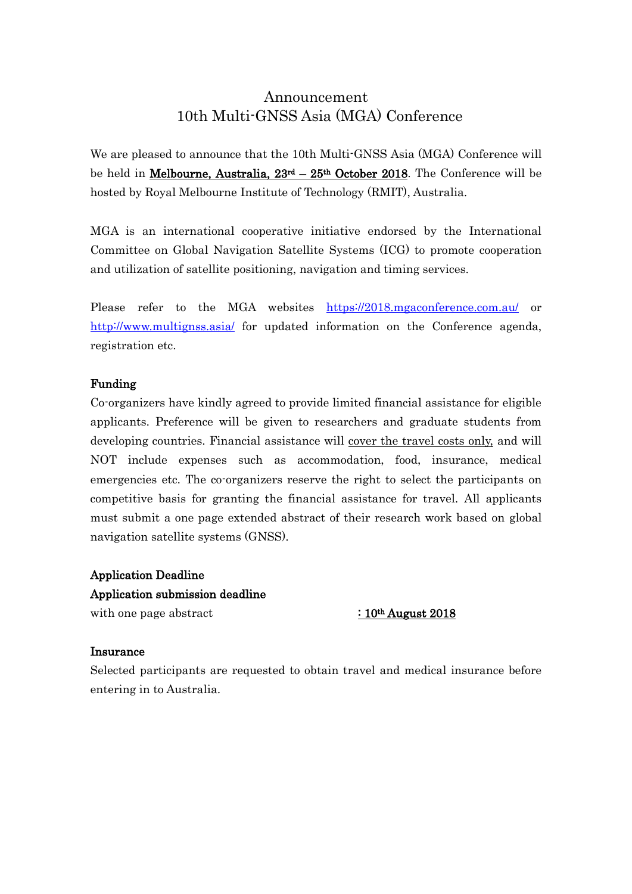# Announcement
# 10th Multi-GNSS Asia (MGA) Conference

We are pleased to announce that the 10th Multi-GNSS Asia (MGA) Conference will be held in **Melbourne, Australia, 23rd – 25th October 2018**. The Conference will be hosted by Royal Melbourne Institute of Technology (RMIT), Australia.

MGA is an international cooperative initiative endorsed by the International Committee on Global Navigation Satellite Systems (ICG) to promote cooperation and utilization of satellite positioning, navigation and timing services.

Please refer to the MGA websites https://2018.mgaconference.com.au/ or http://www.multignss.asia/ for updated information on the Conference agenda, registration etc.

**Funding**

Co-organizers have kindly agreed to provide limited financial assistance for eligible applicants. Preference will be given to researchers and graduate students from developing countries. Financial assistance will cover the travel costs only, and will NOT include expenses such as accommodation, food, insurance, medical emergencies etc. The co-organizers reserve the right to select the participants on competitive basis for granting the financial assistance for travel. All applicants must submit a one page extended abstract of their research work based on global navigation satellite systems (GNSS).

**Application Deadline**

**Application submission deadline**

with one page abstract **: 10th August 2018**

**Insurance**

Selected participants are requested to obtain travel and medical insurance before entering in to Australia.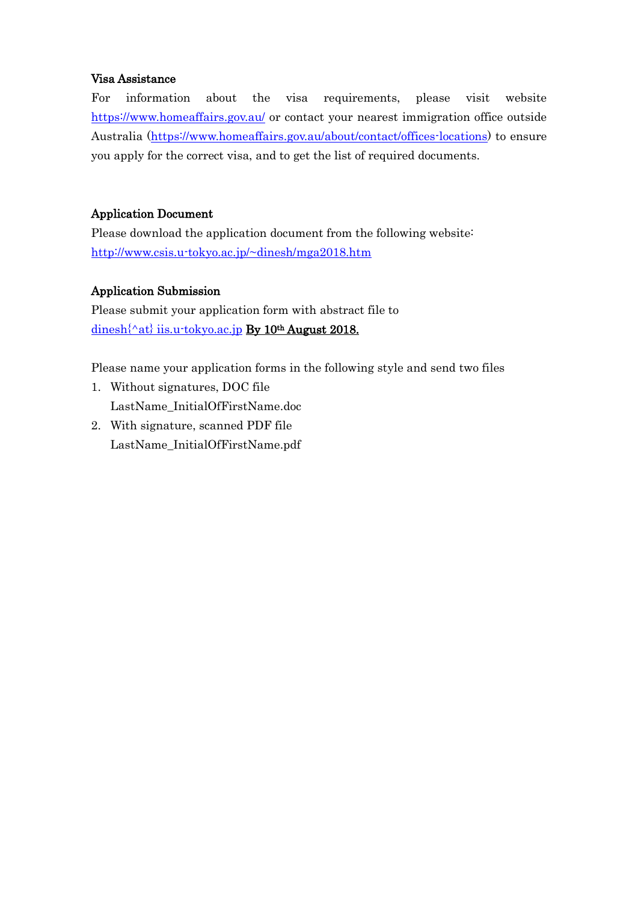**Visa Assistance**

For information about the visa requirements, please visit website https://www.homeaffairs.gov.au/ or contact your nearest immigration office outside Australia (https://www.homeaffairs.gov.au/about/contact/offices-locations) to ensure you apply for the correct visa, and to get the list of required documents.

**Application Document**

Please download the application document from the following website:
http://www.csis.u-tokyo.ac.jp/~dinesh/mga2018.htm

**Application Submission**

Please submit your application form with abstract file to
dinesh{^at} iis.u-tokyo.ac.jp **By 10th August 2018.**

Please name your application forms in the following style and send two files

1. Without signatures, DOC file
   LastName_InitialOfFirstName.doc
2. With signature, scanned PDF file
   LastName_InitialOfFirstName.pdf